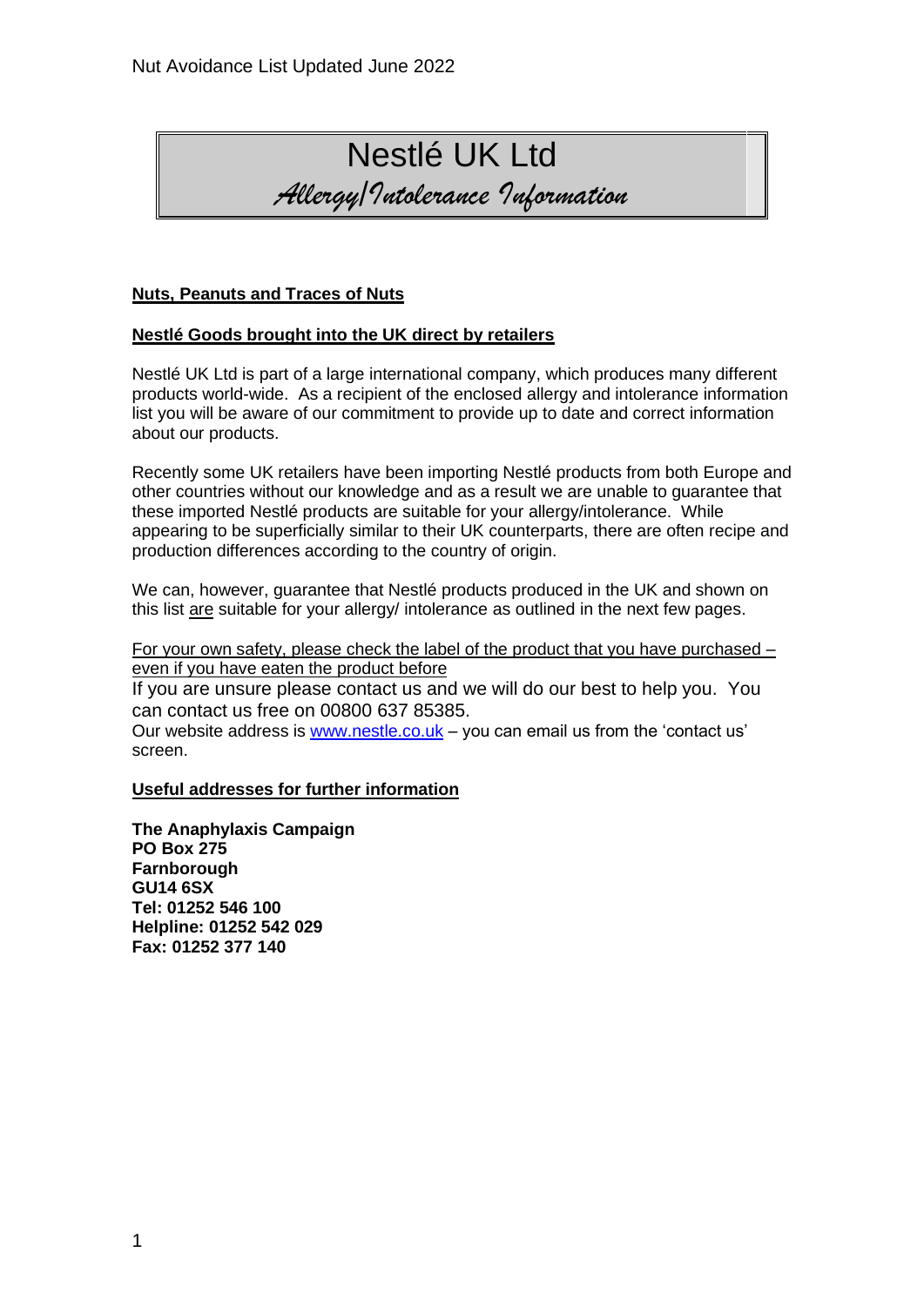Nut Avoidance List Updated June 2022

# Nestlé UK Ltd

## *Allergy/Intolerance Information*

**Nuts, Peanuts and Traces of Nuts**

**Nestlé Goods brought into the UK direct by retailers**

Nestlé UK Ltd is part of a large international company, which produces many different products world-wide. As a recipient of the enclosed allergy and intolerance information list you will be aware of our commitment to provide up to date and correct information about our products.

Recently some UK retailers have been importing Nestlé products from both Europe and other countries without our knowledge and as a result we are unable to guarantee that these imported Nestlé products are suitable for your allergy/intolerance. While appearing to be superficially similar to their UK counterparts, there are often recipe and production differences according to the country of origin.

We can, however, guarantee that Nestlé products produced in the UK and shown on this list are suitable for your allergy/ intolerance as outlined in the next few pages.

For your own safety, please check the label of the product that you have purchased – even if you have eaten the product before

If you are unsure please contact us and we will do our best to help you. You can contact us free on 00800 637 85385.

Our website address is www.nestle.co.uk – you can email us from the 'contact us' screen.

**Useful addresses for further information**

**The Anaphylaxis Campaign**
**PO Box 275**
**Farnborough**
**GU14 6SX**
**Tel: 01252 546 100**
**Helpline: 01252 542 029**
**Fax: 01252 377 140**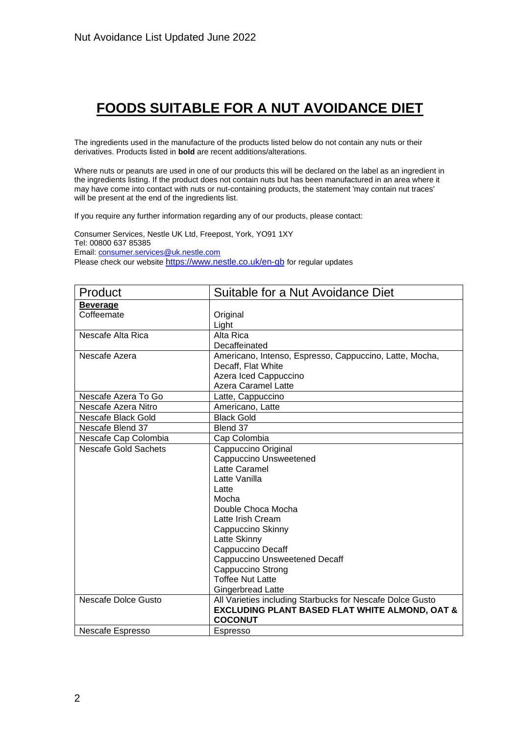Nut Avoidance List Updated June 2022

# FOODS SUITABLE FOR A NUT AVOIDANCE DIET

The ingredients used in the manufacture of the products listed below do not contain any nuts or their derivatives. Products listed in **bold** are recent additions/alterations.

Where nuts or peanuts are used in one of our products this will be declared on the label as an ingredient in the ingredients listing. If the product does not contain nuts but has been manufactured in an area where it may have come into contact with nuts or nut-containing products, the statement 'may contain nut traces' will be present at the end of the ingredients list.

If you require any further information regarding any of our products, please contact:

Consumer Services, Nestle UK Ltd, Freepost, York, YO91 1XY
Tel: 00800 637 85385
Email: consumer.services@uk.nestle.com
Please check our website https://www.nestle.co.uk/en-gb for regular updates

| Product | Suitable for a Nut Avoidance Diet |
|---|---|
| **Beverage**<br>Coffeemate | Original<br>Light |
| Nescafe Alta Rica | Alta Rica<br>Decaffeinated |
| Nescafe Azera | Americano, Intenso, Espresso, Cappuccino, Latte, Mocha, Decaff, Flat White<br>Azera Iced Cappuccino<br>Azera Caramel Latte |
| Nescafe Azera To Go | Latte, Cappuccino |
| Nescafe Azera Nitro | Americano, Latte |
| Nescafe Black Gold | Black Gold |
| Nescafe Blend 37 | Blend 37 |
| Nescafe Cap Colombia | Cap Colombia |
| Nescafe Gold Sachets | Cappuccino Original<br>Cappuccino Unsweetened<br>Latte Caramel<br>Latte Vanilla<br>Latte<br>Mocha<br>Double Choca Mocha<br>Latte Irish Cream<br>Cappuccino Skinny<br>Latte Skinny<br>Cappuccino Decaff<br>Cappuccino Unsweetened Decaff<br>Cappuccino Strong<br>Toffee Nut Latte<br>Gingerbread Latte |
| Nescafe Dolce Gusto | All Varieties including Starbucks for Nescafe Dolce Gusto<br>**EXCLUDING PLANT BASED FLAT WHITE ALMOND, OAT & COCONUT** |
| Nescafe Espresso | Espresso |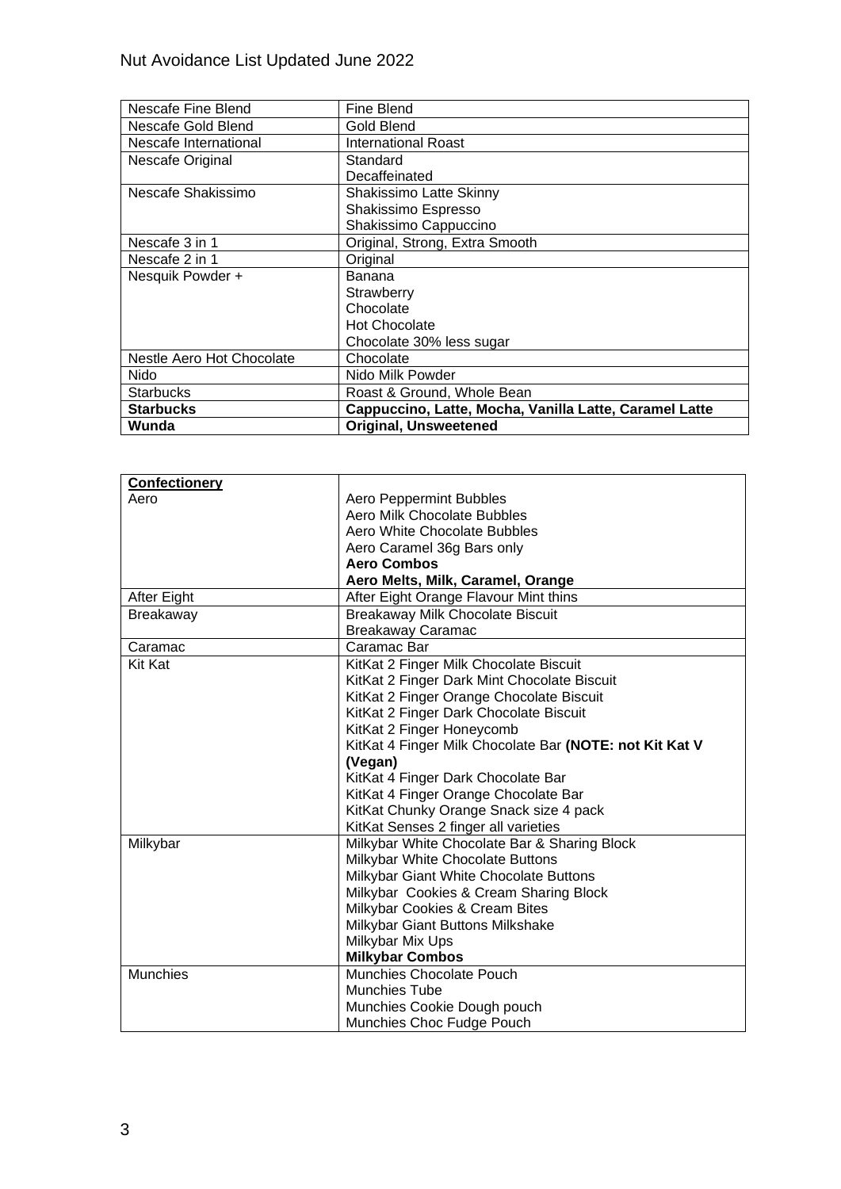Nut Avoidance List Updated June 2022

| Nescafe Fine Blend | Fine Blend |
|---|---|
| Nescafe Gold Blend | Gold Blend |
| Nescafe International | International Roast |
| Nescafe Original | Standard<br>Decaffeinated |
| Nescafe Shakissimo | Shakissimo Latte Skinny<br>Shakissimo Espresso<br>Shakissimo Cappuccino |
| Nescafe 3 in 1 | Original, Strong, Extra Smooth |
| Nescafe 2 in 1 | Original |
| Nesquik Powder + | Banana<br>Strawberry<br>Chocolate<br>Hot Chocolate<br>Chocolate 30% less sugar |
| Nestle Aero Hot Chocolate | Chocolate |
| Nido | Nido Milk Powder |
| Starbucks | Roast & Ground, Whole Bean |
| **Starbucks** | **Cappuccino, Latte, Mocha, Vanilla Latte, Caramel Latte** |
| **Wunda** | **Original, Unsweetened** |

| **Confectionery** | |
|---|---|
| Aero | Aero Peppermint Bubbles<br>Aero Milk Chocolate Bubbles<br>Aero White Chocolate Bubbles<br>Aero Caramel 36g Bars only<br>**Aero Combos**<br>**Aero Melts, Milk, Caramel, Orange** |
| After Eight | After Eight Orange Flavour Mint thins |
| Breakaway | Breakaway Milk Chocolate Biscuit<br>Breakaway Caramac |
| Caramac | Caramac Bar |
| Kit Kat | KitKat 2 Finger Milk Chocolate Biscuit<br>KitKat 2 Finger Dark Mint Chocolate Biscuit<br>KitKat 2 Finger Orange Chocolate Biscuit<br>KitKat 2 Finger Dark Chocolate Biscuit<br>KitKat 2 Finger Honeycomb<br>KitKat 4 Finger Milk Chocolate Bar **(NOTE: not Kit Kat V (Vegan)**<br>KitKat 4 Finger Dark Chocolate Bar<br>KitKat 4 Finger Orange Chocolate Bar<br>KitKat Chunky Orange Snack size 4 pack<br>KitKat Senses 2 finger all varieties |
| Milkybar | Milkybar White Chocolate Bar & Sharing Block<br>Milkybar White Chocolate Buttons<br>Milkybar Giant White Chocolate Buttons<br>Milkybar Cookies & Cream Sharing Block<br>Milkybar Cookies & Cream Bites<br>Milkybar Giant Buttons Milkshake<br>Milkybar Mix Ups<br>**Milkybar Combos** |
| Munchies | Munchies Chocolate Pouch<br>Munchies Tube<br>Munchies Cookie Dough pouch<br>Munchies Choc Fudge Pouch |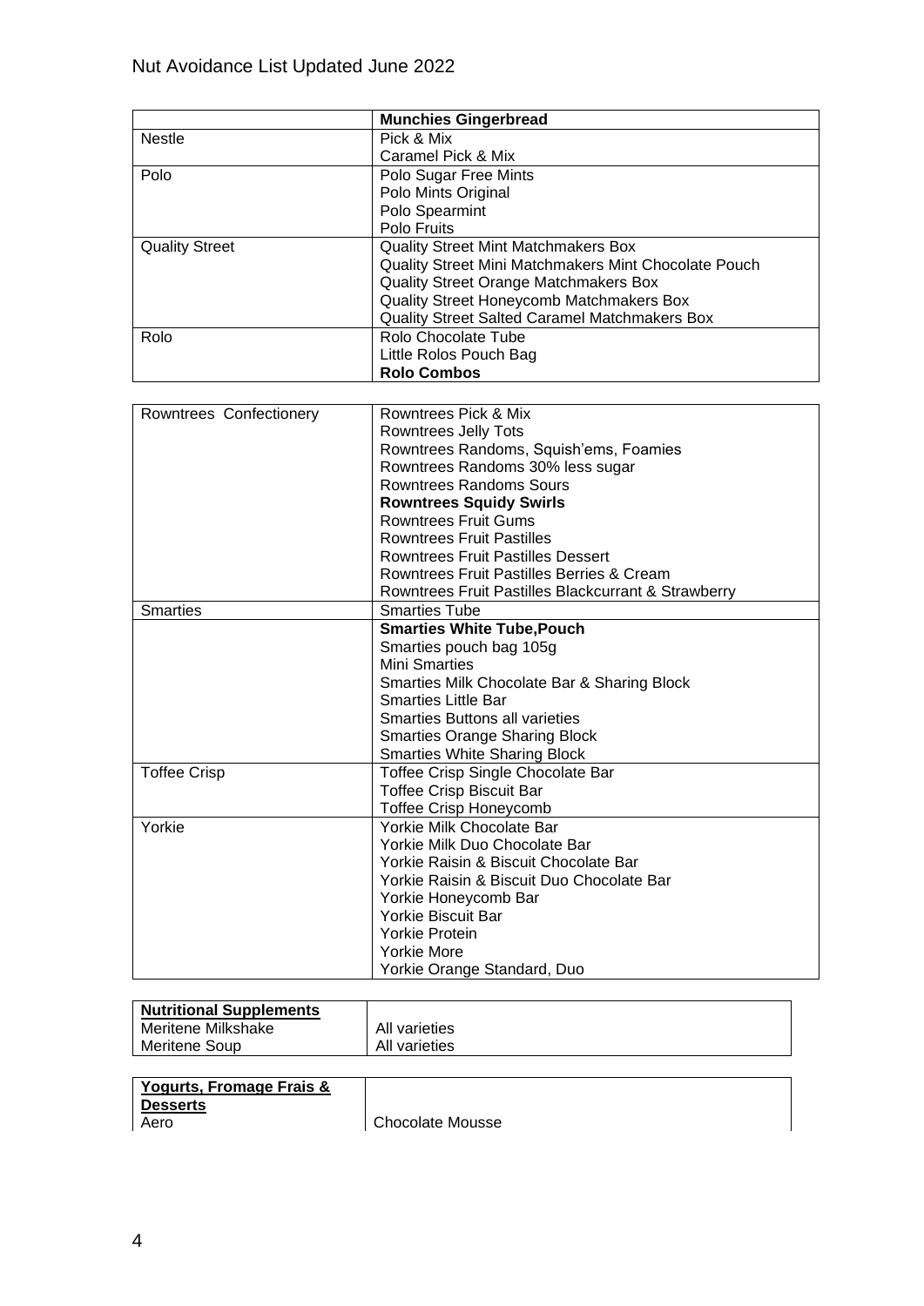| | **Munchies Gingerbread** |
|---|---|
| Nestle | Pick & Mix<br>Caramel Pick & Mix |
| Polo | Polo Sugar Free Mints<br>Polo Mints Original<br>Polo Spearmint<br>Polo Fruits |
| Quality Street | Quality Street Mint Matchmakers Box<br>Quality Street Mini Matchmakers Mint Chocolate Pouch<br>Quality Street Orange Matchmakers Box<br>Quality Street Honeycomb Matchmakers Box<br>Quality Street Salted Caramel Matchmakers Box |
| Rolo | Rolo Chocolate Tube<br>Little Rolos Pouch Bag<br>**Rolo Combos** |

| Rowntrees Confectionery | Rowntrees Pick & Mix<br>Rowntrees Jelly Tots<br>Rowntrees Randoms, Squish'ems, Foamies<br>Rowntrees Randoms 30% less sugar<br>Rowntrees Randoms Sours<br>**Rowntrees Squidy Swirls**<br>Rowntrees Fruit Gums<br>Rowntrees Fruit Pastilles<br>Rowntrees Fruit Pastilles Dessert<br>Rowntrees Fruit Pastilles Berries & Cream<br>Rowntrees Fruit Pastilles Blackcurrant & Strawberry |
|---|---|
| Smarties | Smarties Tube |
| | **Smarties White Tube,Pouch**<br>Smarties pouch bag 105g<br>Mini Smarties<br>Smarties Milk Chocolate Bar & Sharing Block<br>Smarties Little Bar<br>Smarties Buttons all varieties<br>Smarties Orange Sharing Block<br>Smarties White Sharing Block |
| Toffee Crisp | Toffee Crisp Single Chocolate Bar<br>Toffee Crisp Biscuit Bar<br>Toffee Crisp Honeycomb |
| Yorkie | Yorkie Milk Chocolate Bar<br>Yorkie Milk Duo Chocolate Bar<br>Yorkie Raisin & Biscuit Chocolate Bar<br>Yorkie Raisin & Biscuit Duo Chocolate Bar<br>Yorkie Honeycomb Bar<br>Yorkie Biscuit Bar<br>Yorkie Protein<br>Yorkie More<br>Yorkie Orange Standard, Duo |

| **Nutritional Supplements** | |
|---|---|
| Meritene Milkshake | All varieties |
| Meritene Soup | All varieties |

| **Yogurts, Fromage Frais & Desserts** | |
|---|---|
| Aero | Chocolate Mousse |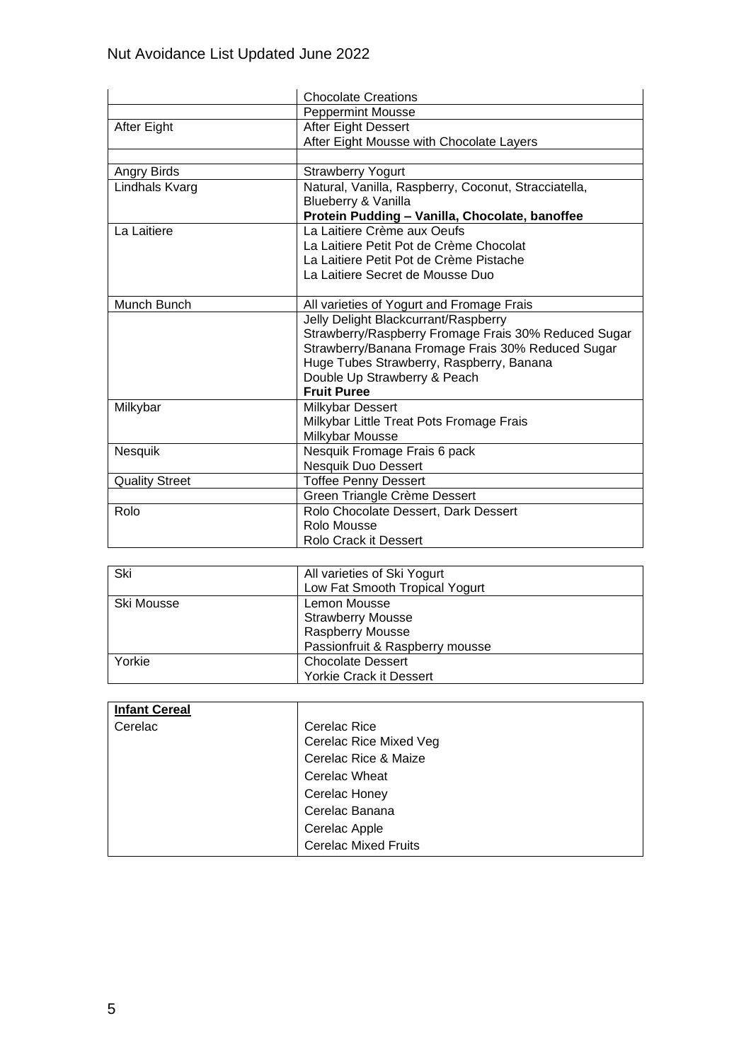| | |
|---|---|
| | Chocolate Creations |
| | Peppermint Mousse |
| After Eight | After Eight Dessert<br>After Eight Mousse with Chocolate Layers |
| | |
| Angry Birds | Strawberry Yogurt |
| Lindhals Kvarg | Natural, Vanilla, Raspberry, Coconut, Stracciatella, Blueberry & Vanilla<br>**Protein Pudding – Vanilla, Chocolate, banoffee** |
| La Laitiere | La Laitiere Crème aux Oeufs<br>La Laitiere Petit Pot de Crème Chocolat<br>La Laitiere Petit Pot de Crème Pistache<br>La Laitiere Secret de Mousse Duo |
| Munch Bunch | All varieties of Yogurt and Fromage Frais |
| | Jelly Delight Blackcurrant/Raspberry<br>Strawberry/Raspberry Fromage Frais 30% Reduced Sugar<br>Strawberry/Banana Fromage Frais 30% Reduced Sugar<br>Huge Tubes Strawberry, Raspberry, Banana<br>Double Up Strawberry & Peach<br>**Fruit Puree** |
| Milkybar | Milkybar Dessert<br>Milkybar Little Treat Pots Fromage Frais<br>Milkybar Mousse |
| Nesquik | Nesquik Fromage Frais 6 pack<br>Nesquik Duo Dessert |
| Quality Street | Toffee Penny Dessert |
| | Green Triangle Crème Dessert |
| Rolo | Rolo Chocolate Dessert, Dark Dessert<br>Rolo Mousse<br>Rolo Crack it Dessert |

| | |
|---|---|
| Ski | All varieties of Ski Yogurt<br>Low Fat Smooth Tropical Yogurt |
| Ski Mousse | Lemon Mousse<br>Strawberry Mousse<br>Raspberry Mousse<br>Passionfruit & Raspberry mousse |
| Yorkie | Chocolate Dessert<br>Yorkie Crack it Dessert |

| **Infant Cereal** | |
|---|---|
| Cerelac | Cerelac Rice<br>Cerelac Rice Mixed Veg<br>Cerelac Rice & Maize<br>Cerelac Wheat<br>Cerelac Honey<br>Cerelac Banana<br>Cerelac Apple<br>Cerelac Mixed Fruits |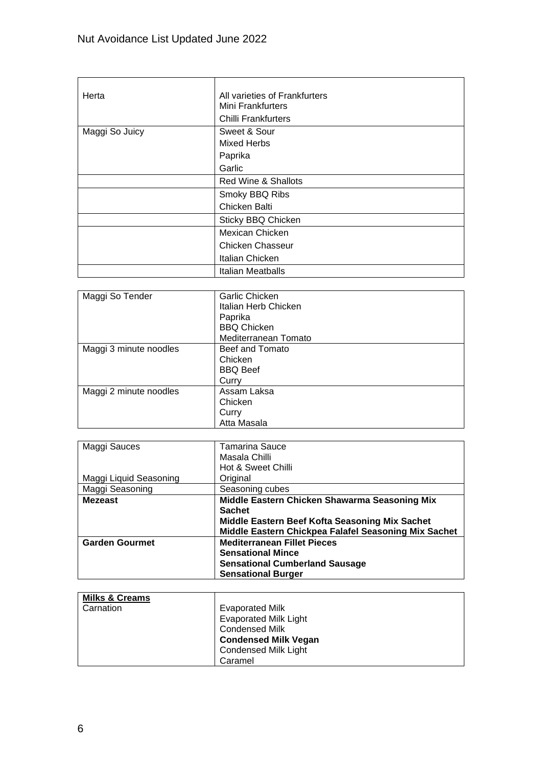| | |
|---|---|
| Herta | All varieties of Frankfurters<br>Mini Frankfurters<br>Chilli Frankfurters |
| Maggi So Juicy | Sweet & Sour<br>Mixed Herbs<br>Paprika<br>Garlic |
| | Red Wine & Shallots |
| | Smoky BBQ Ribs<br>Chicken Balti |
| | Sticky BBQ Chicken |
| | Mexican Chicken<br>Chicken Chasseur<br>Italian Chicken |
| | Italian Meatballs |

| | |
|---|---|
| Maggi So Tender | Garlic Chicken<br>Italian Herb Chicken<br>Paprika<br>BBQ Chicken<br>Mediterranean Tomato |
| Maggi 3 minute noodles | Beef and Tomato<br>Chicken<br>BBQ Beef<br>Curry |
| Maggi 2 minute noodles | Assam Laksa<br>Chicken<br>Curry<br>Atta Masala |

| | |
|---|---|
| Maggi Sauces<br><br><br>Maggi Liquid Seasoning | Tamarina Sauce<br>Masala Chilli<br>Hot & Sweet Chilli<br>Original |
| Maggi Seasoning | Seasoning cubes |
| **Mezeast** | **Middle Eastern Chicken Shawarma Seasoning Mix Sachet**<br>**Middle Eastern Beef Kofta Seasoning Mix Sachet**<br>**Middle Eastern Chickpea Falafel Seasoning Mix Sachet** |
| **Garden Gourmet** | **Mediterranean Fillet Pieces**<br>**Sensational Mince**<br>**Sensational Cumberland Sausage**<br>**Sensational Burger** |

| | |
|---|---|
| **Milks & Creams**<br>Carnation | <br>Evaporated Milk<br>Evaporated Milk Light<br>Condensed Milk<br>**Condensed Milk Vegan**<br>Condensed Milk Light<br>Caramel |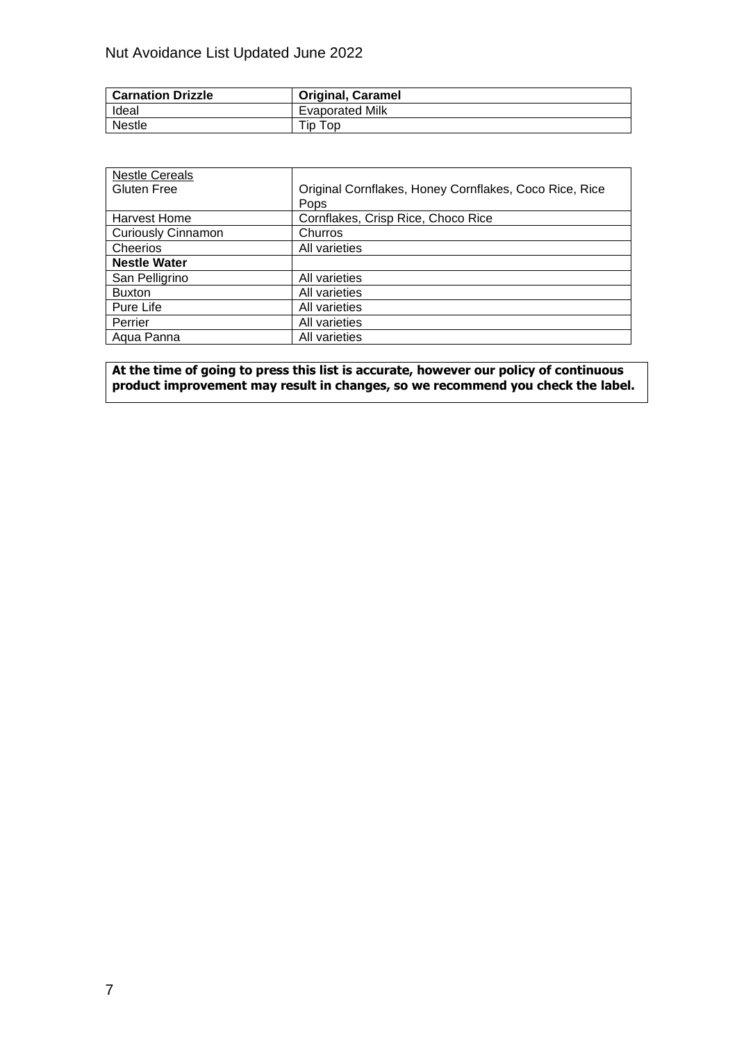| **Carnation Drizzle** | **Original, Caramel** |
|---|---|
| Ideal | Evaporated Milk |
| Nestle | Tip Top |

| | |
|---|---|
| Nestle Cereals<br>Gluten Free | Original Cornflakes, Honey Cornflakes, Coco Rice, Rice Pops |
| Harvest Home | Cornflakes, Crisp Rice, Choco Rice |
| Curiously Cinnamon | Churros |
| Cheerios | All varieties |
| **Nestle Water** | |
| San Pelligrino | All varieties |
| Buxton | All varieties |
| Pure Life | All varieties |
| Perrier | All varieties |
| Aqua Panna | All varieties |

**At the time of going to press this list is accurate, however our policy of continuous product improvement may result in changes, so we recommend you check the label.**